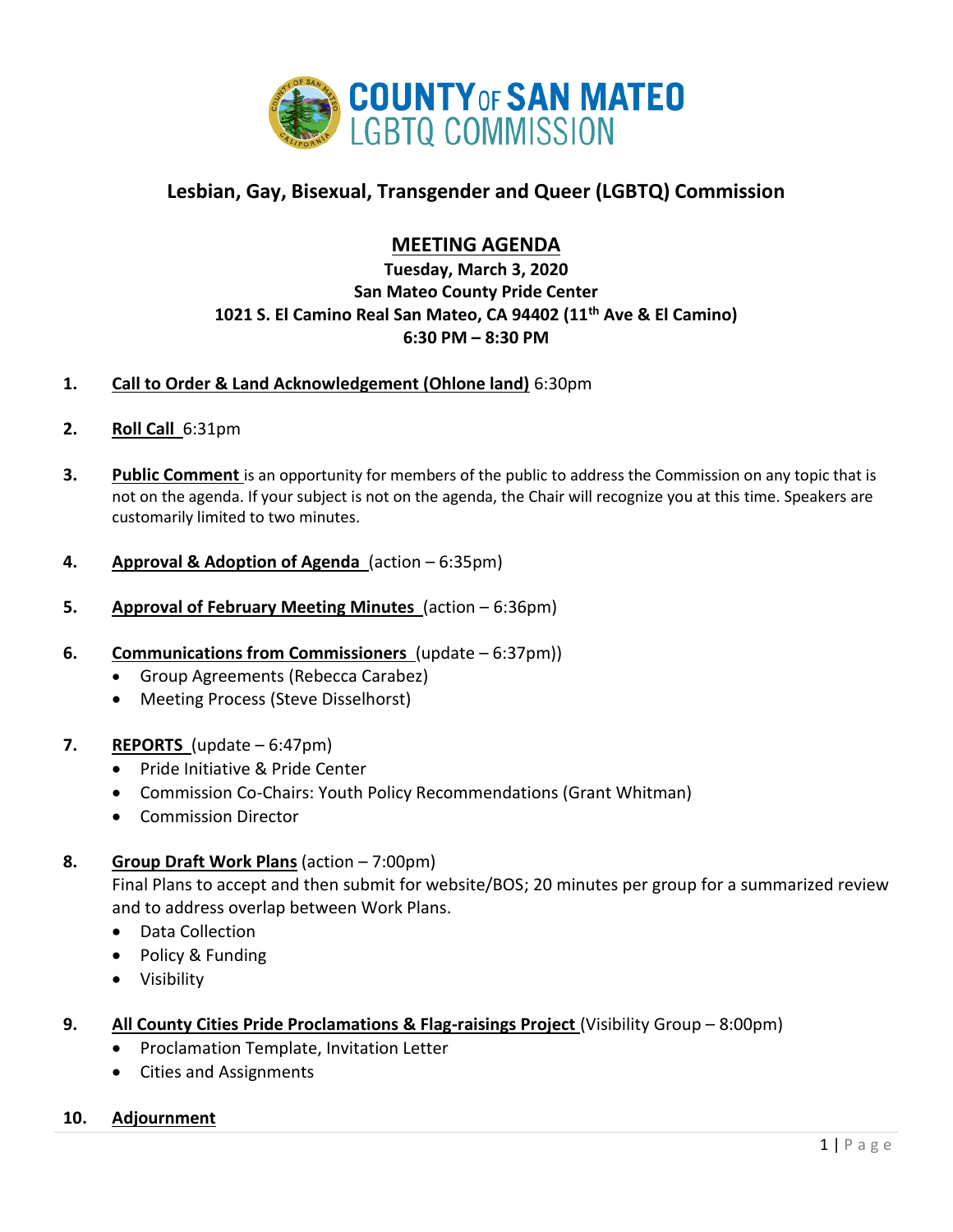# COUNTY OF SAN MATEO LGBTQ COMMISSION

## Lesbian, Gay, Bisexual, Transgender and Queer (LGBTQ) Commission

### MEETING AGENDA

**Tuesday, March 3, 2020**
**San Mateo County Pride Center**
**1021 S. El Camino Real San Mateo, CA 94402 (11th Ave & El Camino)**
**6:30 PM – 8:30 PM**

1. **Call to Order & Land Acknowledgement (Ohlone land)** 6:30pm

2. **Roll Call** 6:31pm

3. **Public Comment** is an opportunity for members of the public to address the Commission on any topic that is not on the agenda. If your subject is not on the agenda, the Chair will recognize you at this time. Speakers are customarily limited to two minutes.

4. **Approval & Adoption of Agenda** (action – 6:35pm)

5. **Approval of February Meeting Minutes** (action – 6:36pm)

6. **Communications from Commissioners** (update – 6:37pm))
   - Group Agreements (Rebecca Carabez)
   - Meeting Process (Steve Disselhorst)

7. **REPORTS** (update – 6:47pm)
   - Pride Initiative & Pride Center
   - Commission Co-Chairs: Youth Policy Recommendations (Grant Whitman)
   - Commission Director

8. **Group Draft Work Plans** (action – 7:00pm)
   Final Plans to accept and then submit for website/BOS; 20 minutes per group for a summarized review and to address overlap between Work Plans.
   - Data Collection
   - Policy & Funding
   - Visibility

9. **All County Cities Pride Proclamations & Flag-raisings Project** (Visibility Group – 8:00pm)
   - Proclamation Template, Invitation Letter
   - Cities and Assignments

10. **Adjournment**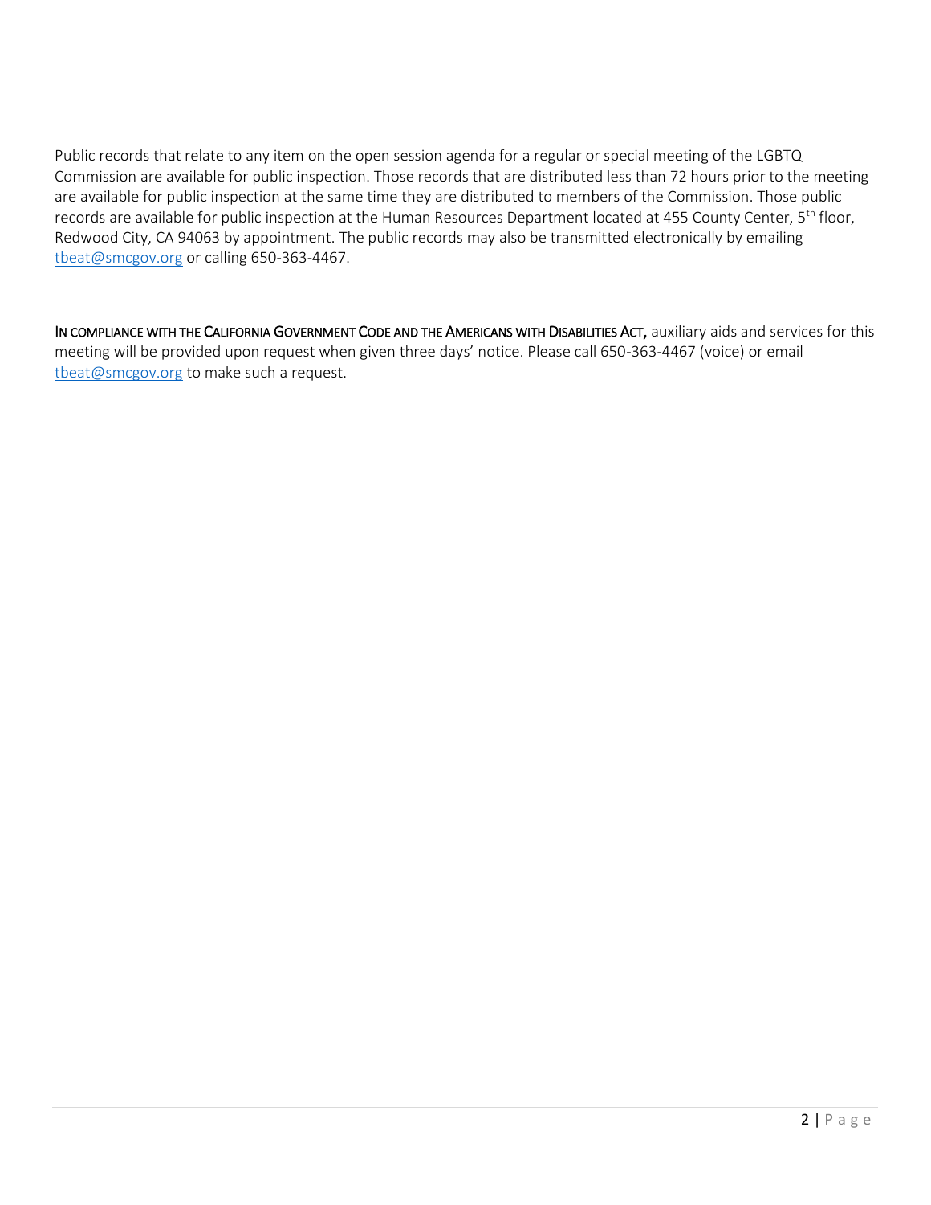Public records that relate to any item on the open session agenda for a regular or special meeting of the LGBTQ Commission are available for public inspection. Those records that are distributed less than 72 hours prior to the meeting are available for public inspection at the same time they are distributed to members of the Commission. Those public records are available for public inspection at the Human Resources Department located at 455 County Center, 5th floor, Redwood City, CA 94063 by appointment. The public records may also be transmitted electronically by emailing tbeat@smcgov.org or calling 650-363-4467.

**IN COMPLIANCE WITH THE CALIFORNIA GOVERNMENT CODE AND THE AMERICANS WITH DISABILITIES ACT,** auxiliary aids and services for this meeting will be provided upon request when given three days' notice. Please call 650-363-4467 (voice) or email tbeat@smcgov.org to make such a request.